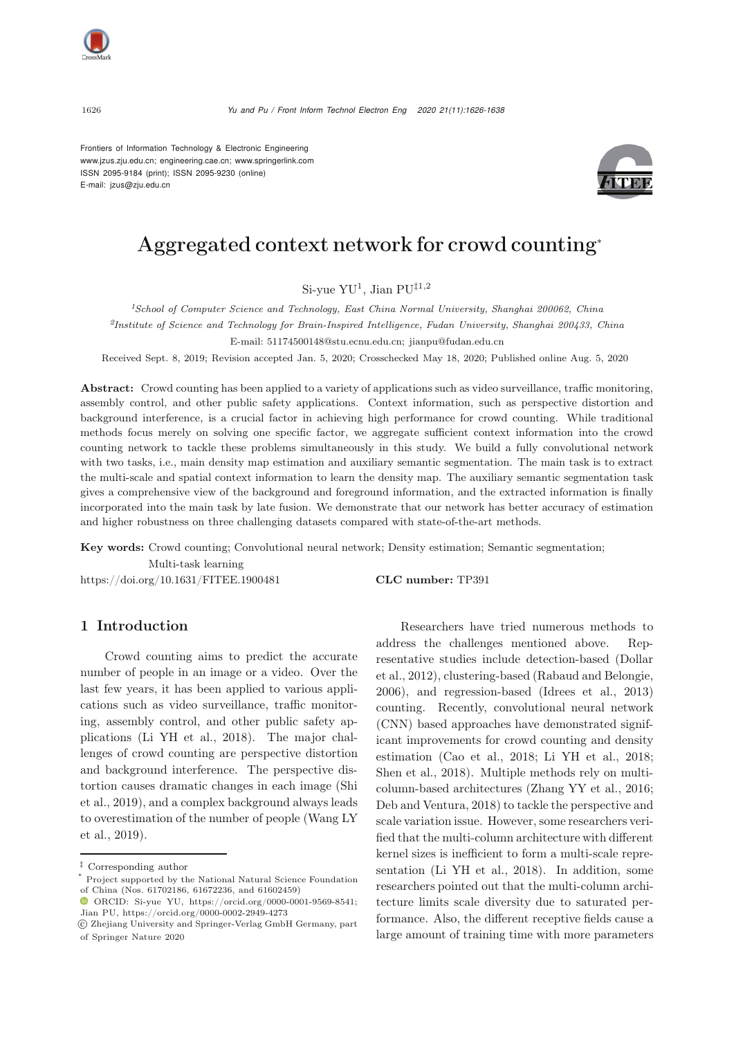Frontiers of Information Technology & Electronic Engineering
www.jzus.zju.edu.cn; engineering.cae.cn; www.springerlink.com
ISSN 2095-9184 (print); ISSN 2095-9230 (online)
E-mail: jzus@zju.edu.cn

# Aggregated context network for crowd counting*

Si-yue YU[1], Jian PU[‡1,2]

[1]*School of Computer Science and Technology, East China Normal University, Shanghai 200062, China*
[2]*Institute of Science and Technology for Brain-Inspired Intelligence, Fudan University, Shanghai 200433, China*
E-mail: 51174500148@stu.ecnu.edu.cn; jianpu@fudan.edu.cn

Received Sept. 8, 2019; Revision accepted Jan. 5, 2020; Crosschecked May 18, 2020; Published online Aug. 5, 2020

**Abstract:** Crowd counting has been applied to a variety of applications such as video surveillance, traffic monitoring, assembly control, and other public safety applications. Context information, such as perspective distortion and background interference, is a crucial factor in achieving high performance for crowd counting. While traditional methods focus merely on solving one specific factor, we aggregate sufficient context information into the crowd counting network to tackle these problems simultaneously in this study. We build a fully convolutional network with two tasks, i.e., main density map estimation and auxiliary semantic segmentation. The main task is to extract the multi-scale and spatial context information to learn the density map. The auxiliary semantic segmentation task gives a comprehensive view of the background and foreground information, and the extracted information is finally incorporated into the main task by late fusion. We demonstrate that our network has better accuracy of estimation and higher robustness on three challenging datasets compared with state-of-the-art methods.

**Key words:** Crowd counting; Convolutional neural network; Density estimation; Semantic segmentation; Multi-task learning

https://doi.org/10.1631/FITEE.1900481 **CLC number:** TP391

## 1 Introduction

Crowd counting aims to predict the accurate number of people in an image or a video. Over the last few years, it has been applied to various applications such as video surveillance, traffic monitoring, assembly control, and other public safety applications (Li YH et al., 2018). The major challenges of crowd counting are perspective distortion and background interference. The perspective distortion causes dramatic changes in each image (Shi et al., 2019), and a complex background always leads to overestimation of the number of people (Wang LY et al., 2019).

Researchers have tried numerous methods to address the challenges mentioned above. Representative studies include detection-based (Dollar et al., 2012), clustering-based (Rabaud and Belongie, 2006), and regression-based (Idrees et al., 2013) counting. Recently, convolutional neural network (CNN) based approaches have demonstrated significant improvements for crowd counting and density estimation (Cao et al., 2018; Li YH et al., 2018; Shen et al., 2018). Multiple methods rely on multi-column-based architectures (Zhang YY et al., 2016; Deb and Ventura, 2018) to tackle the perspective and scale variation issue. However, some researchers verified that the multi-column architecture with different kernel sizes is inefficient to form a multi-scale representation (Li YH et al., 2018). In addition, some researchers pointed out that the multi-column architecture limits scale diversity due to saturated performance. Also, the different receptive fields cause a large amount of training time with more parameters

---

‡ Corresponding author
* Project supported by the National Natural Science Foundation of China (Nos. 61702186, 61672236, and 61602459)
ORCID: Si-yue YU, https://orcid.org/0000-0001-9569-8541; Jian PU, https://orcid.org/0000-0002-2949-4273
© Zhejiang University and Springer-Verlag GmbH Germany, part of Springer Nature 2020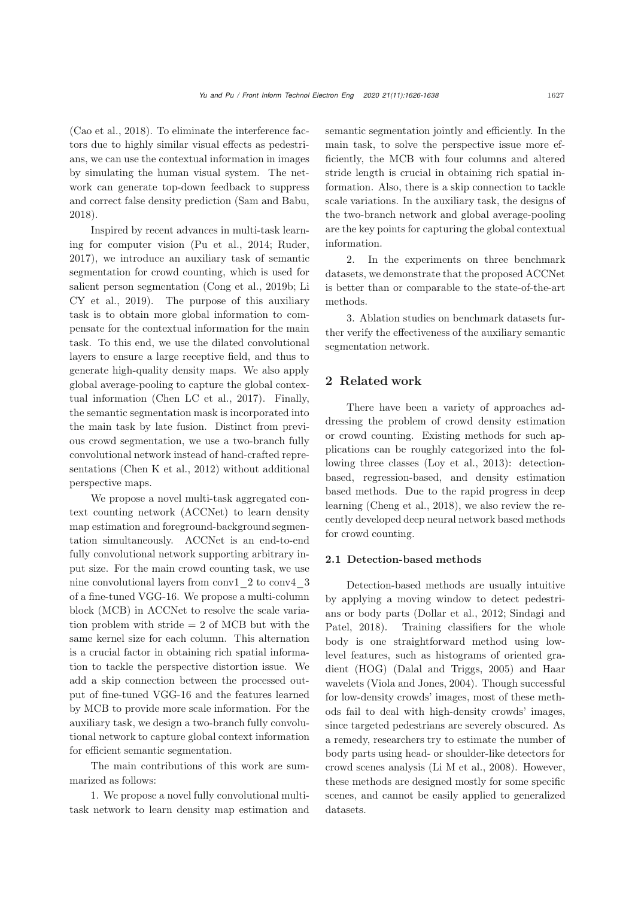(Cao et al., 2018). To eliminate the interference factors due to highly similar visual effects as pedestrians, we can use the contextual information in images by simulating the human visual system. The network can generate top-down feedback to suppress and correct false density prediction (Sam and Babu, 2018).

Inspired by recent advances in multi-task learning for computer vision (Pu et al., 2014; Ruder, 2017), we introduce an auxiliary task of semantic segmentation for crowd counting, which is used for salient person segmentation (Cong et al., 2019b; Li CY et al., 2019). The purpose of this auxiliary task is to obtain more global information to compensate for the contextual information for the main task. To this end, we use the dilated convolutional layers to ensure a large receptive field, and thus to generate high-quality density maps. We also apply global average-pooling to capture the global contextual information (Chen LC et al., 2017). Finally, the semantic segmentation mask is incorporated into the main task by late fusion. Distinct from previous crowd segmentation, we use a two-branch fully convolutional network instead of hand-crafted representations (Chen K et al., 2012) without additional perspective maps.

We propose a novel multi-task aggregated context counting network (ACCNet) to learn density map estimation and foreground-background segmentation simultaneously. ACCNet is an end-to-end fully convolutional network supporting arbitrary input size. For the main crowd counting task, we use nine convolutional layers from conv1_2 to conv4_3 of a fine-tuned VGG-16. We propose a multi-column block (MCB) in ACCNet to resolve the scale variation problem with stride = 2 of MCB but with the same kernel size for each column. This alternation is a crucial factor in obtaining rich spatial information to tackle the perspective distortion issue. We add a skip connection between the processed output of fine-tuned VGG-16 and the features learned by MCB to provide more scale information. For the auxiliary task, we design a two-branch fully convolutional network to capture global context information for efficient semantic segmentation.

The main contributions of this work are summarized as follows:

1. We propose a novel fully convolutional multi-task network to learn density map estimation and semantic segmentation jointly and efficiently. In the main task, to solve the perspective issue more efficiently, the MCB with four columns and altered stride length is crucial in obtaining rich spatial information. Also, there is a skip connection to tackle scale variations. In the auxiliary task, the designs of the two-branch network and global average-pooling are the key points for capturing the global contextual information.

2. In the experiments on three benchmark datasets, we demonstrate that the proposed ACCNet is better than or comparable to the state-of-the-art methods.

3. Ablation studies on benchmark datasets further verify the effectiveness of the auxiliary semantic segmentation network.

## 2 Related work

There have been a variety of approaches addressing the problem of crowd density estimation or crowd counting. Existing methods for such applications can be roughly categorized into the following three classes (Loy et al., 2013): detection-based, regression-based, and density estimation based methods. Due to the rapid progress in deep learning (Cheng et al., 2018), we also review the recently developed deep neural network based methods for crowd counting.

### 2.1 Detection-based methods

Detection-based methods are usually intuitive by applying a moving window to detect pedestrians or body parts (Dollar et al., 2012; Sindagi and Patel, 2018). Training classifiers for the whole body is one straightforward method using low-level features, such as histograms of oriented gradient (HOG) (Dalal and Triggs, 2005) and Haar wavelets (Viola and Jones, 2004). Though successful for low-density crowds' images, most of these methods fail to deal with high-density crowds' images, since targeted pedestrians are severely obscured. As a remedy, researchers try to estimate the number of body parts using head- or shoulder-like detectors for crowd scenes analysis (Li M et al., 2008). However, these methods are designed mostly for some specific scenes, and cannot be easily applied to generalized datasets.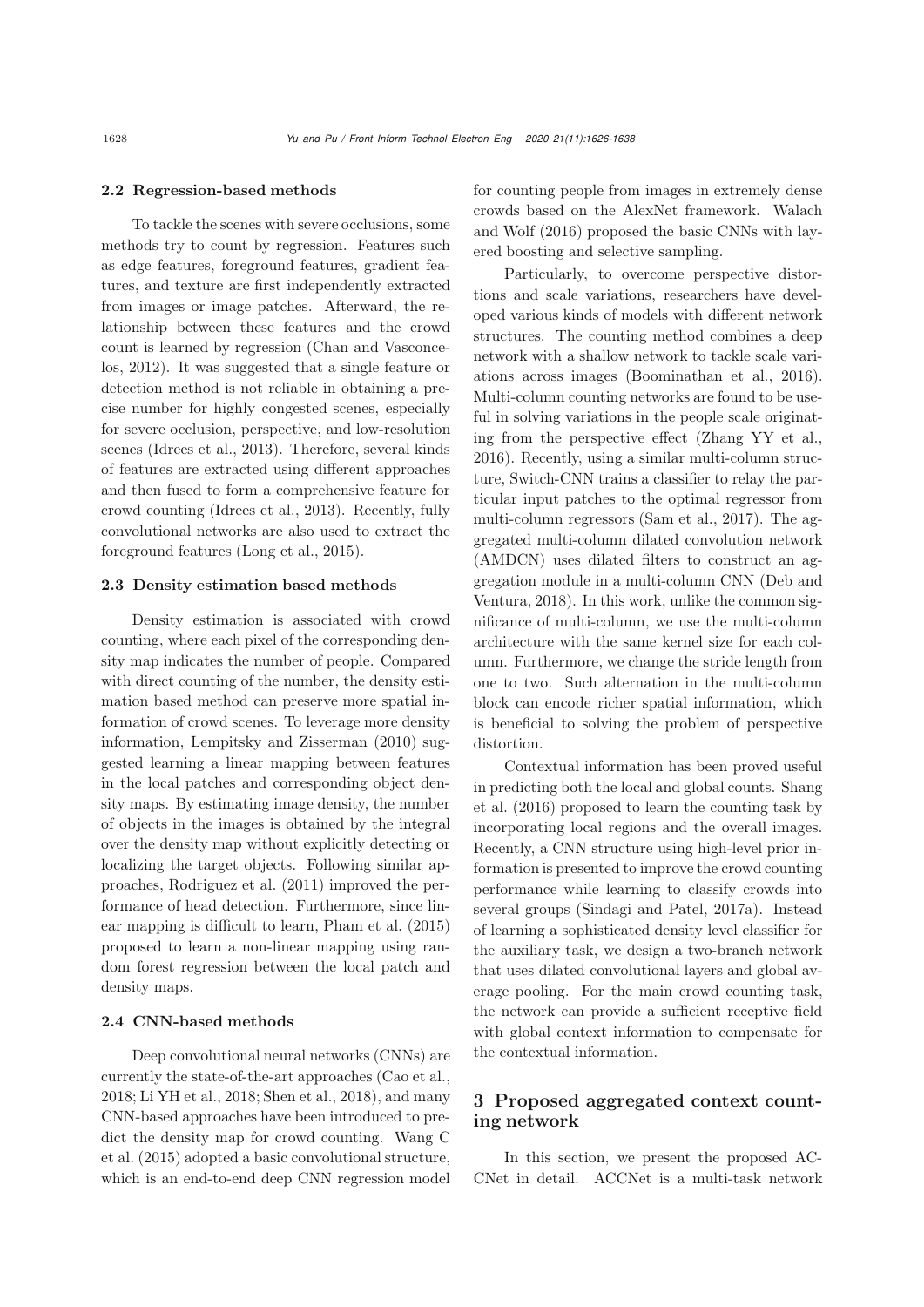### 2.2 Regression-based methods

To tackle the scenes with severe occlusions, some methods try to count by regression. Features such as edge features, foreground features, gradient features, and texture are first independently extracted from images or image patches. Afterward, the relationship between these features and the crowd count is learned by regression (Chan and Vasconcelos, 2012). It was suggested that a single feature or detection method is not reliable in obtaining a precise number for highly congested scenes, especially for severe occlusion, perspective, and low-resolution scenes (Idrees et al., 2013). Therefore, several kinds of features are extracted using different approaches and then fused to form a comprehensive feature for crowd counting (Idrees et al., 2013). Recently, fully convolutional networks are also used to extract the foreground features (Long et al., 2015).

### 2.3 Density estimation based methods

Density estimation is associated with crowd counting, where each pixel of the corresponding density map indicates the number of people. Compared with direct counting of the number, the density estimation based method can preserve more spatial information of crowd scenes. To leverage more density information, Lempitsky and Zisserman (2010) suggested learning a linear mapping between features in the local patches and corresponding object density maps. By estimating image density, the number of objects in the images is obtained by the integral over the density map without explicitly detecting or localizing the target objects. Following similar approaches, Rodriguez et al. (2011) improved the performance of head detection. Furthermore, since linear mapping is difficult to learn, Pham et al. (2015) proposed to learn a non-linear mapping using random forest regression between the local patch and density maps.

### 2.4 CNN-based methods

Deep convolutional neural networks (CNNs) are currently the state-of-the-art approaches (Cao et al., 2018; Li YH et al., 2018; Shen et al., 2018), and many CNN-based approaches have been introduced to predict the density map for crowd counting. Wang C et al. (2015) adopted a basic convolutional structure, which is an end-to-end deep CNN regression model for counting people from images in extremely dense crowds based on the AlexNet framework. Walach and Wolf (2016) proposed the basic CNNs with layered boosting and selective sampling.

Particularly, to overcome perspective distortions and scale variations, researchers have developed various kinds of models with different network structures. The counting method combines a deep network with a shallow network to tackle scale variations across images (Boominathan et al., 2016). Multi-column counting networks are found to be useful in solving variations in the people scale originating from the perspective effect (Zhang YY et al., 2016). Recently, using a similar multi-column structure, Switch-CNN trains a classifier to relay the particular input patches to the optimal regressor from multi-column regressors (Sam et al., 2017). The aggregated multi-column dilated convolution network (AMDCN) uses dilated filters to construct an aggregation module in a multi-column CNN (Deb and Ventura, 2018). In this work, unlike the common significance of multi-column, we use the multi-column architecture with the same kernel size for each column. Furthermore, we change the stride length from one to two. Such alternation in the multi-column block can encode richer spatial information, which is beneficial to solving the problem of perspective distortion.

Contextual information has been proved useful in predicting both the local and global counts. Shang et al. (2016) proposed to learn the counting task by incorporating local regions and the overall images. Recently, a CNN structure using high-level prior information is presented to improve the crowd counting performance while learning to classify crowds into several groups (Sindagi and Patel, 2017a). Instead of learning a sophisticated density level classifier for the auxiliary task, we design a two-branch network that uses dilated convolutional layers and global average pooling. For the main crowd counting task, the network can provide a sufficient receptive field with global context information to compensate for the contextual information.

## 3 Proposed aggregated context counting network

In this section, we present the proposed ACCNet in detail. ACCNet is a multi-task network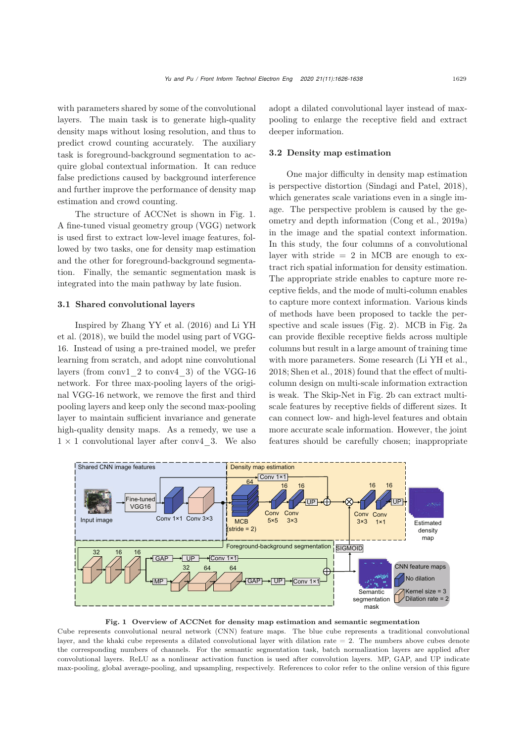with parameters shared by some of the convolutional layers. The main task is to generate high-quality density maps without losing resolution, and thus to predict crowd counting accurately. The auxiliary task is foreground-background segmentation to acquire global contextual information. It can reduce false predictions caused by background interference and further improve the performance of density map estimation and crowd counting.

The structure of ACCNet is shown in Fig. 1. A fine-tuned visual geometry group (VGG) network is used first to extract low-level image features, followed by two tasks, one for density map estimation and the other for foreground-background segmentation. Finally, the semantic segmentation mask is integrated into the main pathway by late fusion.

### 3.1 Shared convolutional layers

Inspired by Zhang YY et al. (2016) and Li YH et al. (2018), we build the model using part of VGG-16. Instead of using a pre-trained model, we prefer learning from scratch, and adopt nine convolutional layers (from conv1_2 to conv4_3) of the VGG-16 network. For three max-pooling layers of the original VGG-16 network, we remove the first and third pooling layers and keep only the second max-pooling layer to maintain sufficient invariance and generate high-quality density maps. As a remedy, we use a $1 \times 1$ convolutional layer after conv4_3. We also adopt a dilated convolutional layer instead of max-pooling to enlarge the receptive field and extract deeper information.

### 3.2 Density map estimation

One major difficulty in density map estimation is perspective distortion (Sindagi and Patel, 2018), which generates scale variations even in a single image. The perspective problem is caused by the geometry and depth information (Cong et al., 2019a) in the image and the spatial context information. In this study, the four columns of a convolutional layer with stride = 2 in MCB are enough to extract rich spatial information for density estimation. The appropriate stride enables to capture more receptive fields, and the mode of multi-column enables to capture more context information. Various kinds of methods have been proposed to tackle the perspective and scale issues (Fig. 2). MCB in Fig. 2a can provide flexible receptive fields across multiple columns but result in a large amount of training time with more parameters. Some research (Li YH et al., 2018; Shen et al., 2018) found that the effect of multi-column design on multi-scale information extraction is weak. The Skip-Net in Fig. 2b can extract multi-scale features by receptive fields of different sizes. It can connect low- and high-level features and obtain more accurate scale information. However, the joint features should be carefully chosen; inappropriate

**Fig. 1 Overview of ACCNet for density map estimation and semantic segmentation**

Cube represents convolutional neural network (CNN) feature maps. The blue cube represents a traditional convolutional layer, and the khaki cube represents a dilated convolutional layer with dilation rate = 2. The numbers above cubes denote the corresponding numbers of channels. For the semantic segmentation task, batch normalization layers are applied after convolutional layers. ReLU as a nonlinear activation function is used after convolution layers. MP, GAP, and UP indicate max-pooling, global average-pooling, and upsampling, respectively. References to color refer to the online version of this figure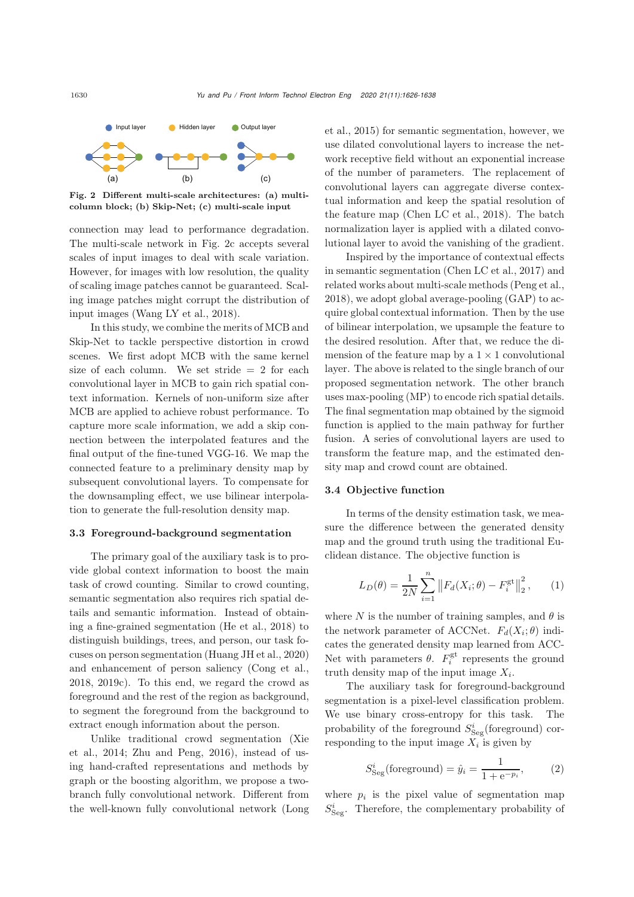Input layer   Hidden layer   Output layer

(a)   (b)   (c)

**Fig. 2 Different multi-scale architectures: (a) multi-column block; (b) Skip-Net; (c) multi-scale input**

connection may lead to performance degradation. The multi-scale network in Fig. 2c accepts several scales of input images to deal with scale variation. However, for images with low resolution, the quality of scaling image patches cannot be guaranteed. Scaling image patches might corrupt the distribution of input images (Wang LY et al., 2018).

In this study, we combine the merits of MCB and Skip-Net to tackle perspective distortion in crowd scenes. We first adopt MCB with the same kernel size of each column. We set stride = 2 for each convolutional layer in MCB to gain rich spatial context information. Kernels of non-uniform size after MCB are applied to achieve robust performance. To capture more scale information, we add a skip connection between the interpolated features and the final output of the fine-tuned VGG-16. We map the connected feature to a preliminary density map by subsequent convolutional layers. To compensate for the downsampling effect, we use bilinear interpolation to generate the full-resolution density map.

### 3.3 Foreground-background segmentation

The primary goal of the auxiliary task is to provide global context information to boost the main task of crowd counting. Similar to crowd counting, semantic segmentation also requires rich spatial details and semantic information. Instead of obtaining a fine-grained segmentation (He et al., 2018) to distinguish buildings, trees, and person, our task focuses on person segmentation (Huang JH et al., 2020) and enhancement of person saliency (Cong et al., 2018, 2019c). To this end, we regard the crowd as foreground and the rest of the region as background, to segment the foreground from the background to extract enough information about the person.

Unlike traditional crowd segmentation (Xie et al., 2014; Zhu and Peng, 2016), instead of using hand-crafted representations and methods by graph or the boosting algorithm, we propose a two-branch fully convolutional network. Different from the well-known fully convolutional network (Long et al., 2015) for semantic segmentation, however, we use dilated convolutional layers to increase the network receptive field without an exponential increase of the number of parameters. The replacement of convolutional layers can aggregate diverse contextual information and keep the spatial resolution of the feature map (Chen LC et al., 2018). The batch normalization layer is applied with a dilated convolutional layer to avoid the vanishing of the gradient.

Inspired by the importance of contextual effects in semantic segmentation (Chen LC et al., 2017) and related works about multi-scale methods (Peng et al., 2018), we adopt global average-pooling (GAP) to acquire global contextual information. Then by the use of bilinear interpolation, we upsample the feature to the desired resolution. After that, we reduce the dimension of the feature map by a $1 \times 1$ convolutional layer. The above is related to the single branch of our proposed segmentation network. The other branch uses max-pooling (MP) to encode rich spatial details. The final segmentation map obtained by the sigmoid function is applied to the main pathway for further fusion. A series of convolutional layers are used to transform the feature map, and the estimated density map and crowd count are obtained.

### 3.4 Objective function

In terms of the density estimation task, we measure the difference between the generated density map and the ground truth using the traditional Euclidean distance. The objective function is

$$L_D(\theta) = \frac{1}{2N} \sum_{i=1}^{n} \left\| F_d(X_i;\theta) - F_i^{\text{gt}} \right\|_2^2, \tag{1}$$

where $N$ is the number of training samples, and $\theta$ is the network parameter of ACCNet. $F_d(X_i;\theta)$ indicates the generated density map learned from ACCNet with parameters $\theta$. $F_i^{\text{gt}}$ represents the ground truth density map of the input image $X_i$.

The auxiliary task for foreground-background segmentation is a pixel-level classification problem. We use binary cross-entropy for this task. The probability of the foreground $S_{\text{Seg}}^{i}(\text{foreground})$ corresponding to the input image $X_i$ is given by

$$S_{\text{Seg}}^{i}(\text{foreground}) = \hat{y}_i = \frac{1}{1+\mathrm{e}^{-p_i}}, \tag{2}$$

where $p_i$ is the pixel value of segmentation map $S_{\text{Seg}}^{i}$. Therefore, the complementary probability of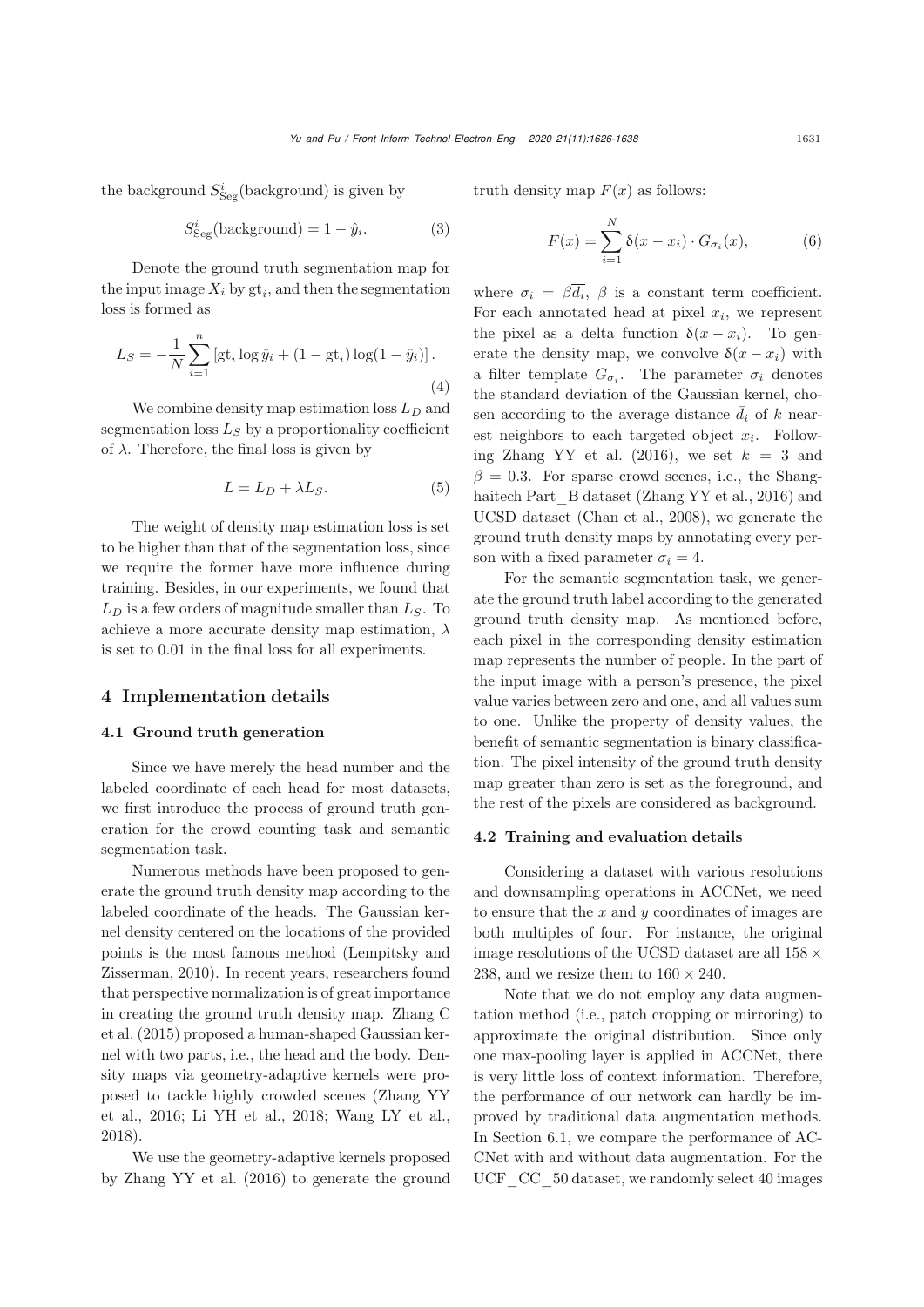the background $S_{\text{Seg}}^i(\text{background})$ is given by

$$S_{\text{Seg}}^i(\text{background}) = 1 - \hat{y}_i. \tag{3}$$

Denote the ground truth segmentation map for the input image $X_i$ by $\text{gt}_i$, and then the segmentation loss is formed as

$$L_S = -\frac{1}{N}\sum_{i=1}^{n}\left[\text{gt}_i \log \hat{y}_i + (1 - \text{gt}_i)\log(1 - \hat{y}_i)\right]. \tag{4}$$

We combine density map estimation loss $L_D$ and segmentation loss $L_S$ by a proportionality coefficient of $\lambda$. Therefore, the final loss is given by

$$L = L_D + \lambda L_S. \tag{5}$$

The weight of density map estimation loss is set to be higher than that of the segmentation loss, since we require the former have more influence during training. Besides, in our experiments, we found that $L_D$ is a few orders of magnitude smaller than $L_S$. To achieve a more accurate density map estimation, $\lambda$ is set to 0.01 in the final loss for all experiments.

## 4 Implementation details

### 4.1 Ground truth generation

Since we have merely the head number and the labeled coordinate of each head for most datasets, we first introduce the process of ground truth generation for the crowd counting task and semantic segmentation task.

Numerous methods have been proposed to generate the ground truth density map according to the labeled coordinate of the heads. The Gaussian kernel density centered on the locations of the provided points is the most famous method (Lempitsky and Zisserman, 2010). In recent years, researchers found that perspective normalization is of great importance in creating the ground truth density map. Zhang C et al. (2015) proposed a human-shaped Gaussian kernel with two parts, i.e., the head and the body. Density maps via geometry-adaptive kernels were proposed to tackle highly crowded scenes (Zhang YY et al., 2016; Li YH et al., 2018; Wang LY et al., 2018).

We use the geometry-adaptive kernels proposed by Zhang YY et al. (2016) to generate the ground truth density map $F(x)$ as follows:

$$F(x) = \sum_{i=1}^{N} \delta(x - x_i) \cdot G_{\sigma_i}(x), \tag{6}$$

where $\sigma_i = \beta \overline{d_i}$, $\beta$ is a constant term coefficient. For each annotated head at pixel $x_i$, we represent the pixel as a delta function $\delta(x - x_i)$. To generate the density map, we convolve $\delta(x - x_i)$ with a filter template $G_{\sigma_i}$. The parameter $\sigma_i$ denotes the standard deviation of the Gaussian kernel, chosen according to the average distance $\bar{d}_i$ of $k$ nearest neighbors to each targeted object $x_i$. Following Zhang YY et al. (2016), we set $k = 3$ and $\beta = 0.3$. For sparse crowd scenes, i.e., the Shanghaitech Part_B dataset (Zhang YY et al., 2016) and UCSD dataset (Chan et al., 2008), we generate the ground truth density maps by annotating every person with a fixed parameter $\sigma_i = 4$.

For the semantic segmentation task, we generate the ground truth label according to the generated ground truth density map. As mentioned before, each pixel in the corresponding density estimation map represents the number of people. In the part of the input image with a person's presence, the pixel value varies between zero and one, and all values sum to one. Unlike the property of density values, the benefit of semantic segmentation is binary classification. The pixel intensity of the ground truth density map greater than zero is set as the foreground, and the rest of the pixels are considered as background.

### 4.2 Training and evaluation details

Considering a dataset with various resolutions and downsampling operations in ACCNet, we need to ensure that the $x$ and $y$ coordinates of images are both multiples of four. For instance, the original image resolutions of the UCSD dataset are all $158 \times 238$, and we resize them to $160 \times 240$.

Note that we do not employ any data augmentation method (i.e., patch cropping or mirroring) to approximate the original distribution. Since only one max-pooling layer is applied in ACCNet, there is very little loss of context information. Therefore, the performance of our network can hardly be improved by traditional data augmentation methods. In Section 6.1, we compare the performance of ACCNet with and without data augmentation. For the UCF_CC_50 dataset, we randomly select 40 images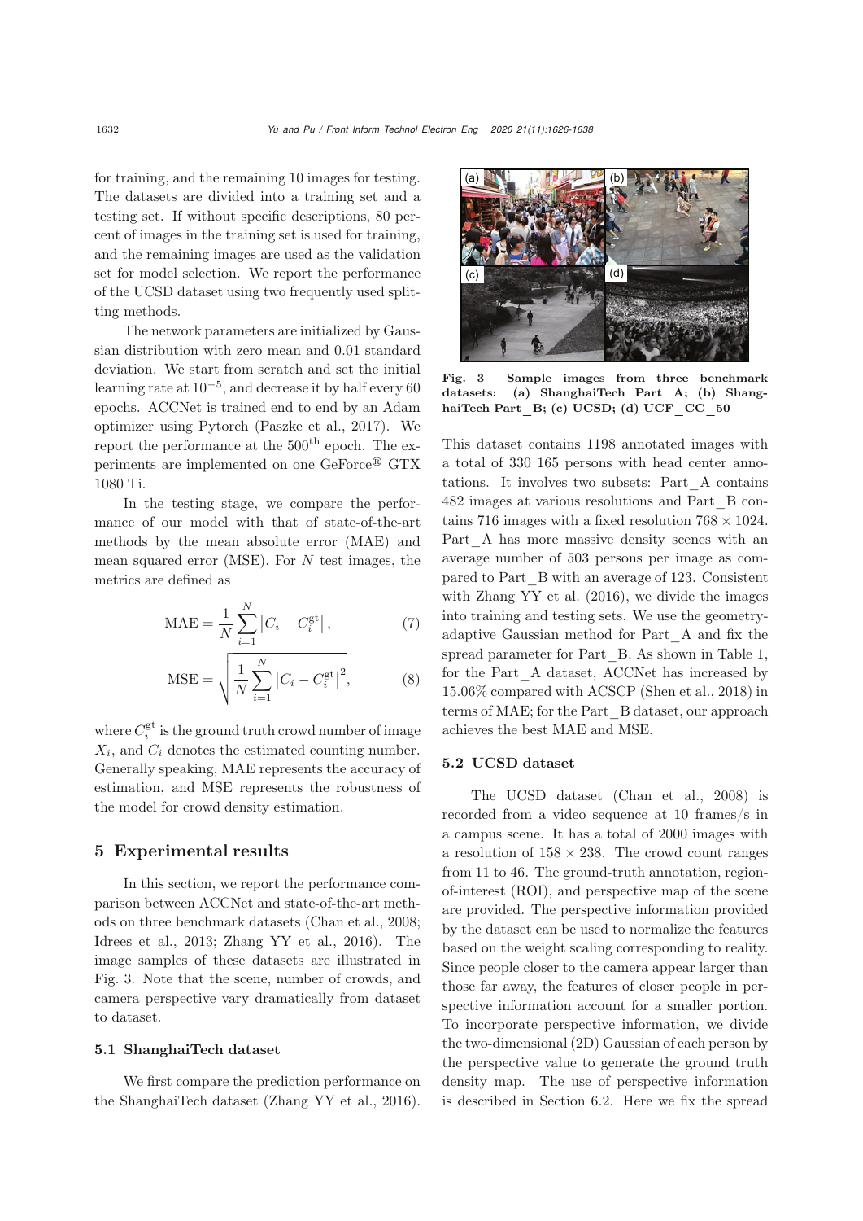for training, and the remaining 10 images for testing. The datasets are divided into a training set and a testing set. If without specific descriptions, 80 percent of images in the training set is used for training, and the remaining images are used as the validation set for model selection. We report the performance of the UCSD dataset using two frequently used splitting methods.

The network parameters are initialized by Gaussian distribution with zero mean and 0.01 standard deviation. We start from scratch and set the initial learning rate at $10^{-5}$, and decrease it by half every 60 epochs. ACCNet is trained end to end by an Adam optimizer using Pytorch (Paszke et al., 2017). We report the performance at the $500^{\text{th}}$ epoch. The experiments are implemented on one GeForce® GTX 1080 Ti.

In the testing stage, we compare the performance of our model with that of state-of-the-art methods by the mean absolute error (MAE) and mean squared error (MSE). For $N$ test images, the metrics are defined as

$$\mathrm{MAE} = \frac{1}{N}\sum_{i=1}^{N}\left|C_i - C_i^{\mathrm{gt}}\right|, \tag{7}$$

$$\mathrm{MSE} = \sqrt{\frac{1}{N}\sum_{i=1}^{N}\left|C_i - C_i^{\mathrm{gt}}\right|^2}, \tag{8}$$

where $C_i^{\mathrm{gt}}$ is the ground truth crowd number of image $X_i$, and $C_i$ denotes the estimated counting number. Generally speaking, MAE represents the accuracy of estimation, and MSE represents the robustness of the model for crowd density estimation.

## 5 Experimental results

In this section, we report the performance comparison between ACCNet and state-of-the-art methods on three benchmark datasets (Chan et al., 2008; Idrees et al., 2013; Zhang YY et al., 2016). The image samples of these datasets are illustrated in Fig. 3. Note that the scene, number of crowds, and camera perspective vary dramatically from dataset to dataset.

### 5.1 ShanghaiTech dataset

We first compare the prediction performance on the ShanghaiTech dataset (Zhang YY et al., 2016).

**Fig. 3 Sample images from three benchmark datasets: (a) ShanghaiTech Part_A; (b) ShanghaiTech Part_B; (c) UCSD; (d) UCF_CC_50**

This dataset contains 1198 annotated images with a total of 330 165 persons with head center annotations. It involves two subsets: Part_A contains 482 images at various resolutions and Part_B contains 716 images with a fixed resolution $768 \times 1024$. Part_A has more massive density scenes with an average number of 503 persons per image as compared to Part_B with an average of 123. Consistent with Zhang YY et al. (2016), we divide the images into training and testing sets. We use the geometry-adaptive Gaussian method for Part_A and fix the spread parameter for Part_B. As shown in Table 1, for the Part_A dataset, ACCNet has increased by 15.06% compared with ACSCP (Shen et al., 2018) in terms of MAE; for the Part_B dataset, our approach achieves the best MAE and MSE.

### 5.2 UCSD dataset

The UCSD dataset (Chan et al., 2008) is recorded from a video sequence at 10 frames/s in a campus scene. It has a total of 2000 images with a resolution of $158 \times 238$. The crowd count ranges from 11 to 46. The ground-truth annotation, region-of-interest (ROI), and perspective map of the scene are provided. The perspective information provided by the dataset can be used to normalize the features based on the weight scaling corresponding to reality. Since people closer to the camera appear larger than those far away, the features of closer people in perspective information account for a smaller portion. To incorporate perspective information, we divide the two-dimensional (2D) Gaussian of each person by the perspective value to generate the ground truth density map. The use of perspective information is described in Section 6.2. Here we fix the spread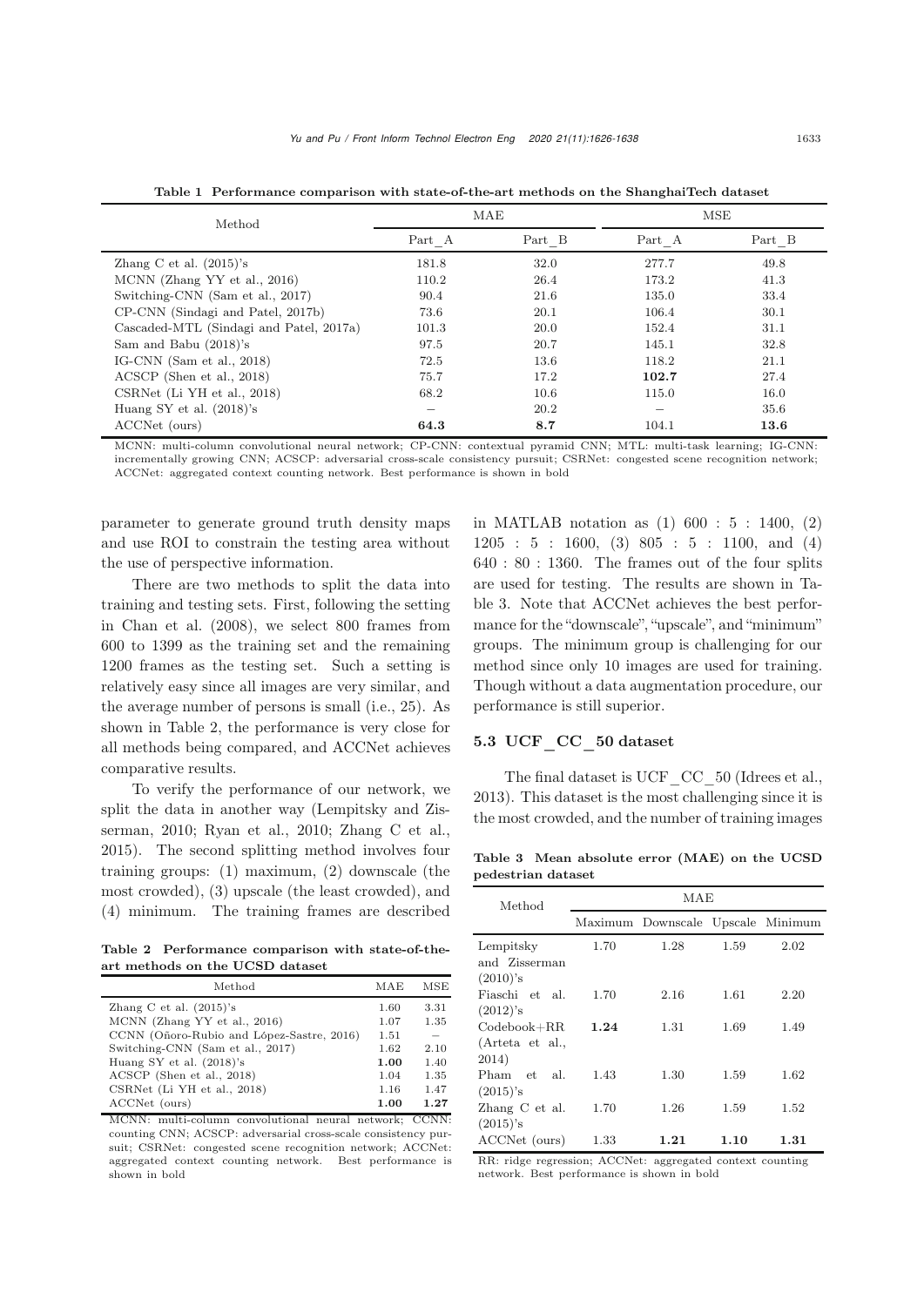Table 1 Performance comparison with state-of-the-art methods on the ShanghaiTech dataset

| Method | MAE | | MSE | |
|---|---|---|---|---|
| | Part_A | Part_B | Part_A | Part_B |
| Zhang C et al. (2015)'s | 181.8 | 32.0 | 277.7 | 49.8 |
| MCNN (Zhang YY et al., 2016) | 110.2 | 26.4 | 173.2 | 41.3 |
| Switching-CNN (Sam et al., 2017) | 90.4 | 21.6 | 135.0 | 33.4 |
| CP-CNN (Sindagi and Patel, 2017b) | 73.6 | 20.1 | 106.4 | 30.1 |
| Cascaded-MTL (Sindagi and Patel, 2017a) | 101.3 | 20.0 | 152.4 | 31.1 |
| Sam and Babu (2018)'s | 97.5 | 20.7 | 145.1 | 32.8 |
| IG-CNN (Sam et al., 2018) | 72.5 | 13.6 | 118.2 | 21.1 |
| ACSCP (Shen et al., 2018) | 75.7 | 17.2 | **102.7** | 27.4 |
| CSRNet (Li YH et al., 2018) | 68.2 | 10.6 | 115.0 | 16.0 |
| Huang SY et al. (2018)'s | – | 20.2 | – | 35.6 |
| ACCNet (ours) | **64.3** | **8.7** | 104.1 | **13.6** |

MCNN: multi-column convolutional neural network; CP-CNN: contextual pyramid CNN; MTL: multi-task learning; IG-CNN: incrementally growing CNN; ACSCP: adversarial cross-scale consistency pursuit; CSRNet: congested scene recognition network; ACCNet: aggregated context counting network. Best performance is shown in bold

parameter to generate ground truth density maps and use ROI to constrain the testing area without the use of perspective information.

There are two methods to split the data into training and testing sets. First, following the setting in Chan et al. (2008), we select 800 frames from 600 to 1399 as the training set and the remaining 1200 frames as the testing set. Such a setting is relatively easy since all images are very similar, and the average number of persons is small (i.e., 25). As shown in Table 2, the performance is very close for all methods being compared, and ACCNet achieves comparative results.

To verify the performance of our network, we split the data in another way (Lempitsky and Zisserman, 2010; Ryan et al., 2010; Zhang C et al., 2015). The second splitting method involves four training groups: (1) maximum, (2) downscale (the most crowded), (3) upscale (the least crowded), and (4) minimum. The training frames are described in MATLAB notation as (1) 600 : 5 : 1400, (2) 1205 : 5 : 1600, (3) 805 : 5 : 1100, and (4) 640 : 80 : 1360. The frames out of the four splits are used for testing. The results are shown in Table 3. Note that ACCNet achieves the best performance for the "downscale", "upscale", and "minimum" groups. The minimum group is challenging for our method since only 10 images are used for training. Though without a data augmentation procedure, our performance is still superior.

Table 2 Performance comparison with state-of-the-art methods on the UCSD dataset

| Method | MAE | MSE |
|---|---|---|
| Zhang C et al. (2015)'s | 1.60 | 3.31 |
| MCNN (Zhang YY et al., 2016) | 1.07 | 1.35 |
| CCNN (Oñoro-Rubio and López-Sastre, 2016) | 1.51 | – |
| Switching-CNN (Sam et al., 2017) | 1.62 | 2.10 |
| Huang SY et al. (2018)'s | **1.00** | 1.40 |
| ACSCP (Shen et al., 2018) | 1.04 | 1.35 |
| CSRNet (Li YH et al., 2018) | 1.16 | 1.47 |
| ACCNet (ours) | **1.00** | **1.27** |

MCNN: multi-column convolutional neural network; CCNN: counting CNN; ACSCP: adversarial cross-scale consistency pursuit; CSRNet: congested scene recognition network; ACCNet: aggregated context counting network. Best performance is shown in bold

### 5.3 UCF_CC_50 dataset

The final dataset is UCF_CC_50 (Idrees et al., 2013). This dataset is the most challenging since it is the most crowded, and the number of training images

Table 3 Mean absolute error (MAE) on the UCSD pedestrian dataset

| Method | MAE | | | |
|---|---|---|---|---|
| | Maximum | Downscale | Upscale | Minimum |
| Lempitsky and Zisserman (2010)'s | 1.70 | 1.28 | 1.59 | 2.02 |
| Fiaschi et al. (2012)'s | 1.70 | 2.16 | 1.61 | 2.20 |
| Codebook+RR (Arteta et al., 2014) | **1.24** | 1.31 | 1.69 | 1.49 |
| Pham et al. (2015)'s | 1.43 | 1.30 | 1.59 | 1.62 |
| Zhang C et al. (2015)'s | 1.70 | 1.26 | 1.59 | 1.52 |
| ACCNet (ours) | 1.33 | **1.21** | **1.10** | **1.31** |

RR: ridge regression; ACCNet: aggregated context counting network. Best performance is shown in bold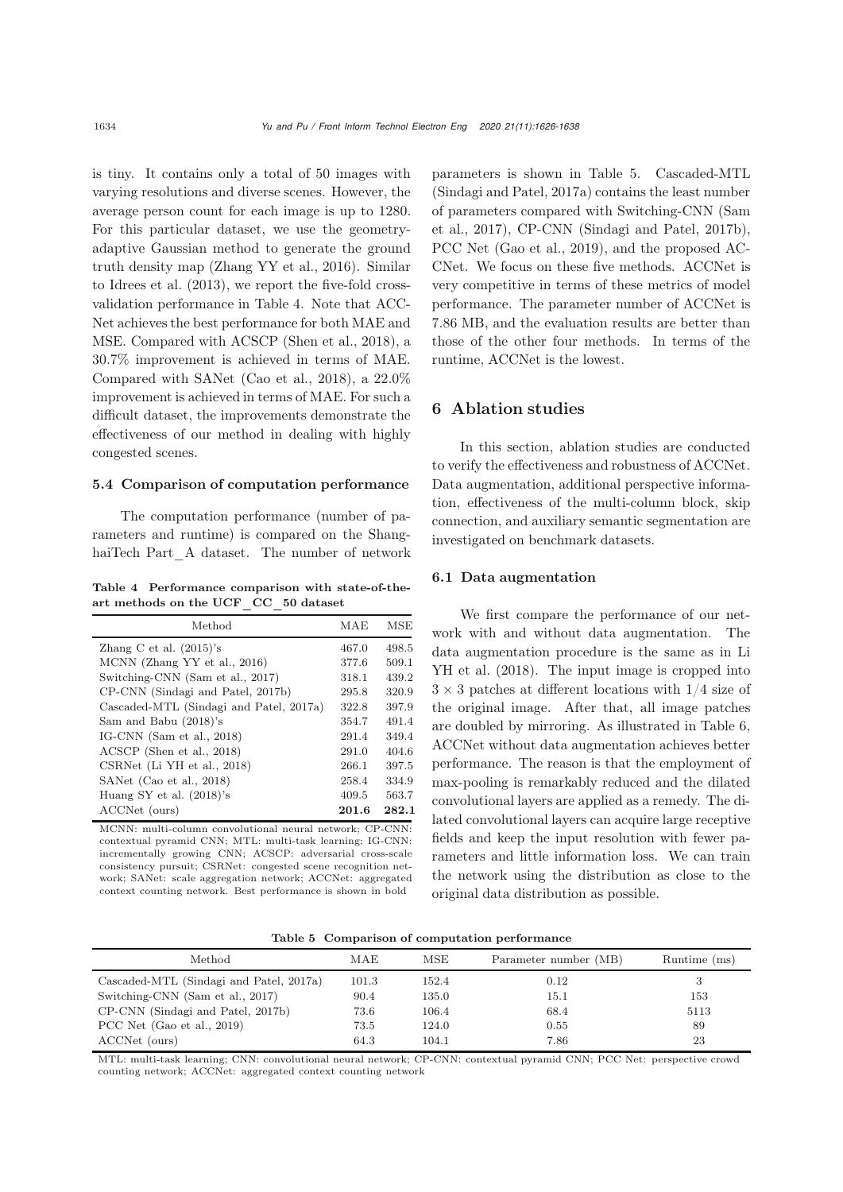is tiny. It contains only a total of 50 images with varying resolutions and diverse scenes. However, the average person count for each image is up to 1280. For this particular dataset, we use the geometry-adaptive Gaussian method to generate the ground truth density map (Zhang YY et al., 2016). Similar to Idrees et al. (2013), we report the five-fold cross-validation performance in Table 4. Note that ACCNet achieves the best performance for both MAE and MSE. Compared with ACSCP (Shen et al., 2018), a 30.7% improvement is achieved in terms of MAE. Compared with SANet (Cao et al., 2018), a 22.0% improvement is achieved in terms of MAE. For such a difficult dataset, the improvements demonstrate the effectiveness of our method in dealing with highly congested scenes.

### 5.4 Comparison of computation performance

The computation performance (number of parameters and runtime) is compared on the ShanghaiTech Part_A dataset. The number of network parameters is shown in Table 5. Cascaded-MTL (Sindagi and Patel, 2017a) contains the least number of parameters compared with Switching-CNN (Sam et al., 2017), CP-CNN (Sindagi and Patel, 2017b), PCC Net (Gao et al., 2019), and the proposed ACCNet. We focus on these five methods. ACCNet is very competitive in terms of these metrics of model performance. The parameter number of ACCNet is 7.86 MB, and the evaluation results are better than those of the other four methods. In terms of the runtime, ACCNet is the lowest.

**Table 4 Performance comparison with state-of-the-art methods on the UCF_CC_50 dataset**

| Method | MAE | MSE |
|---|---|---|
| Zhang C et al. (2015)'s | 467.0 | 498.5 |
| MCNN (Zhang YY et al., 2016) | 377.6 | 509.1 |
| Switching-CNN (Sam et al., 2017) | 318.1 | 439.2 |
| CP-CNN (Sindagi and Patel, 2017b) | 295.8 | 320.9 |
| Cascaded-MTL (Sindagi and Patel, 2017a) | 322.8 | 397.9 |
| Sam and Babu (2018)'s | 354.7 | 491.4 |
| IG-CNN (Sam et al., 2018) | 291.4 | 349.4 |
| ACSCP (Shen et al., 2018) | 291.0 | 404.6 |
| CSRNet (Li YH et al., 2018) | 266.1 | 397.5 |
| SANet (Cao et al., 2018) | 258.4 | 334.9 |
| Huang SY et al. (2018)'s | 409.5 | 563.7 |
| ACCNet (ours) | **201.6** | **282.1** |

MCNN: multi-column convolutional neural network; CP-CNN: contextual pyramid CNN; MTL: multi-task learning; IG-CNN: incrementally growing CNN; ACSCP: adversarial cross-scale consistency pursuit; CSRNet: congested scene recognition network; SANet: scale aggregation network; ACCNet: aggregated context counting network. Best performance is shown in bold

## 6 Ablation studies

In this section, ablation studies are conducted to verify the effectiveness and robustness of ACCNet. Data augmentation, additional perspective information, effectiveness of the multi-column block, skip connection, and auxiliary semantic segmentation are investigated on benchmark datasets.

### 6.1 Data augmentation

We first compare the performance of our network with and without data augmentation. The data augmentation procedure is the same as in Li YH et al. (2018). The input image is cropped into $3 \times 3$ patches at different locations with $1/4$ size of the original image. After that, all image patches are doubled by mirroring. As illustrated in Table 6, ACCNet without data augmentation achieves better performance. The reason is that the employment of max-pooling is remarkably reduced and the dilated convolutional layers are applied as a remedy. The dilated convolutional layers can acquire large receptive fields and keep the input resolution with fewer parameters and little information loss. We can train the network using the distribution as close to the original data distribution as possible.

**Table 5 Comparison of computation performance**

| Method | MAE | MSE | Parameter number (MB) | Runtime (ms) |
|---|---|---|---|---|
| Cascaded-MTL (Sindagi and Patel, 2017a) | 101.3 | 152.4 | 0.12 | 3 |
| Switching-CNN (Sam et al., 2017) | 90.4 | 135.0 | 15.1 | 153 |
| CP-CNN (Sindagi and Patel, 2017b) | 73.6 | 106.4 | 68.4 | 5113 |
| PCC Net (Gao et al., 2019) | 73.5 | 124.0 | 0.55 | 89 |
| ACCNet (ours) | 64.3 | 104.1 | 7.86 | 23 |

MTL: multi-task learning; CNN: convolutional neural network; CP-CNN: contextual pyramid CNN; PCC Net: perspective crowd counting network; ACCNet: aggregated context counting network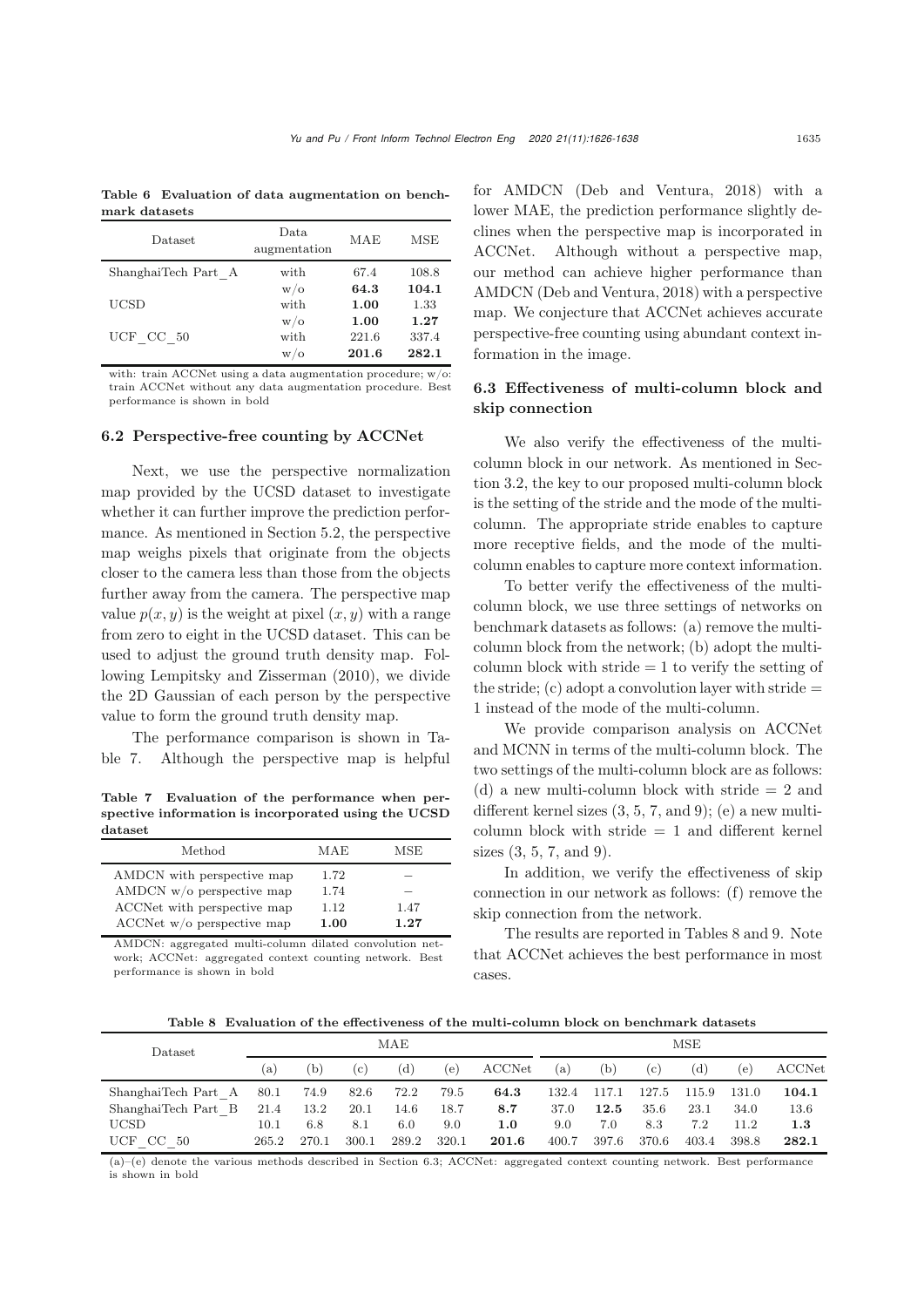**Table 6 Evaluation of data augmentation on benchmark datasets**

| Dataset | Data augmentation | MAE | MSE |
|---|---|---|---|
| ShanghaiTech Part_A | with | 67.4 | 108.8 |
| | w/o | **64.3** | **104.1** |
| UCSD | with | **1.00** | 1.33 |
| | w/o | **1.00** | **1.27** |
| UCF_CC_50 | with | 221.6 | 337.4 |
| | w/o | **201.6** | **282.1** |

with: train ACCNet using a data augmentation procedure; w/o: train ACCNet without any data augmentation procedure. Best performance is shown in bold

### 6.2 Perspective-free counting by ACCNet

Next, we use the perspective normalization map provided by the UCSD dataset to investigate whether it can further improve the prediction performance. As mentioned in Section 5.2, the perspective map weighs pixels that originate from the objects closer to the camera less than those from the objects further away from the camera. The perspective map value $p(x, y)$ is the weight at pixel $(x, y)$ with a range from zero to eight in the UCSD dataset. This can be used to adjust the ground truth density map. Following Lempitsky and Zisserman (2010), we divide the 2D Gaussian of each person by the perspective value to form the ground truth density map.

The performance comparison is shown in Table 7. Although the perspective map is helpful for AMDCN (Deb and Ventura, 2018) with a lower MAE, the prediction performance slightly declines when the perspective map is incorporated in ACCNet. Although without a perspective map, our method can achieve higher performance than AMDCN (Deb and Ventura, 2018) with a perspective map. We conjecture that ACCNet achieves accurate perspective-free counting using abundant context information in the image.

**Table 7 Evaluation of the performance when perspective information is incorporated using the UCSD dataset**

| Method | MAE | MSE |
|---|---|---|
| AMDCN with perspective map | 1.72 | – |
| AMDCN w/o perspective map | 1.74 | – |
| ACCNet with perspective map | 1.12 | 1.47 |
| ACCNet w/o perspective map | **1.00** | **1.27** |

AMDCN: aggregated multi-column dilated convolution network; ACCNet: aggregated context counting network. Best performance is shown in bold

### 6.3 Effectiveness of multi-column block and skip connection

We also verify the effectiveness of the multi-column block in our network. As mentioned in Section 3.2, the key to our proposed multi-column block is the setting of the stride and the mode of the multi-column. The appropriate stride enables to capture more receptive fields, and the mode of the multi-column enables to capture more context information.

To better verify the effectiveness of the multi-column block, we use three settings of networks on benchmark datasets as follows: (a) remove the multi-column block from the network; (b) adopt the multi-column block with stride = 1 to verify the setting of the stride; (c) adopt a convolution layer with stride = 1 instead of the mode of the multi-column.

We provide comparison analysis on ACCNet and MCNN in terms of the multi-column block. The two settings of the multi-column block are as follows: (d) a new multi-column block with stride = 2 and different kernel sizes (3, 5, 7, and 9); (e) a new multi-column block with stride = 1 and different kernel sizes (3, 5, 7, and 9).

In addition, we verify the effectiveness of skip connection in our network as follows: (f) remove the skip connection from the network.

The results are reported in Tables 8 and 9. Note that ACCNet achieves the best performance in most cases.

**Table 8 Evaluation of the effectiveness of the multi-column block on benchmark datasets**

| Dataset | MAE | | | | | | MSE | | | | | |
|---|---|---|---|---|---|---|---|---|---|---|---|---|
| | (a) | (b) | (c) | (d) | (e) | ACCNet | (a) | (b) | (c) | (d) | (e) | ACCNet |
| ShanghaiTech Part_A | 80.1 | 74.9 | 82.6 | 72.2 | 79.5 | **64.3** | 132.4 | 117.1 | 127.5 | 115.9 | 131.0 | **104.1** |
| ShanghaiTech Part_B | 21.4 | 13.2 | 20.1 | 14.6 | 18.7 | **8.7** | 37.0 | **12.5** | 35.6 | 23.1 | 34.0 | 13.6 |
| UCSD | 10.1 | 6.8 | 8.1 | 6.0 | 9.0 | **1.0** | 9.0 | 7.0 | 8.3 | 7.2 | 11.2 | **1.3** |
| UCF_CC_50 | 265.2 | 270.1 | 300.1 | 289.2 | 320.1 | **201.6** | 400.7 | 397.6 | 370.6 | 403.4 | 398.8 | **282.1** |

(a)–(e) denote the various methods described in Section 6.3; ACCNet: aggregated context counting network. Best performance is shown in bold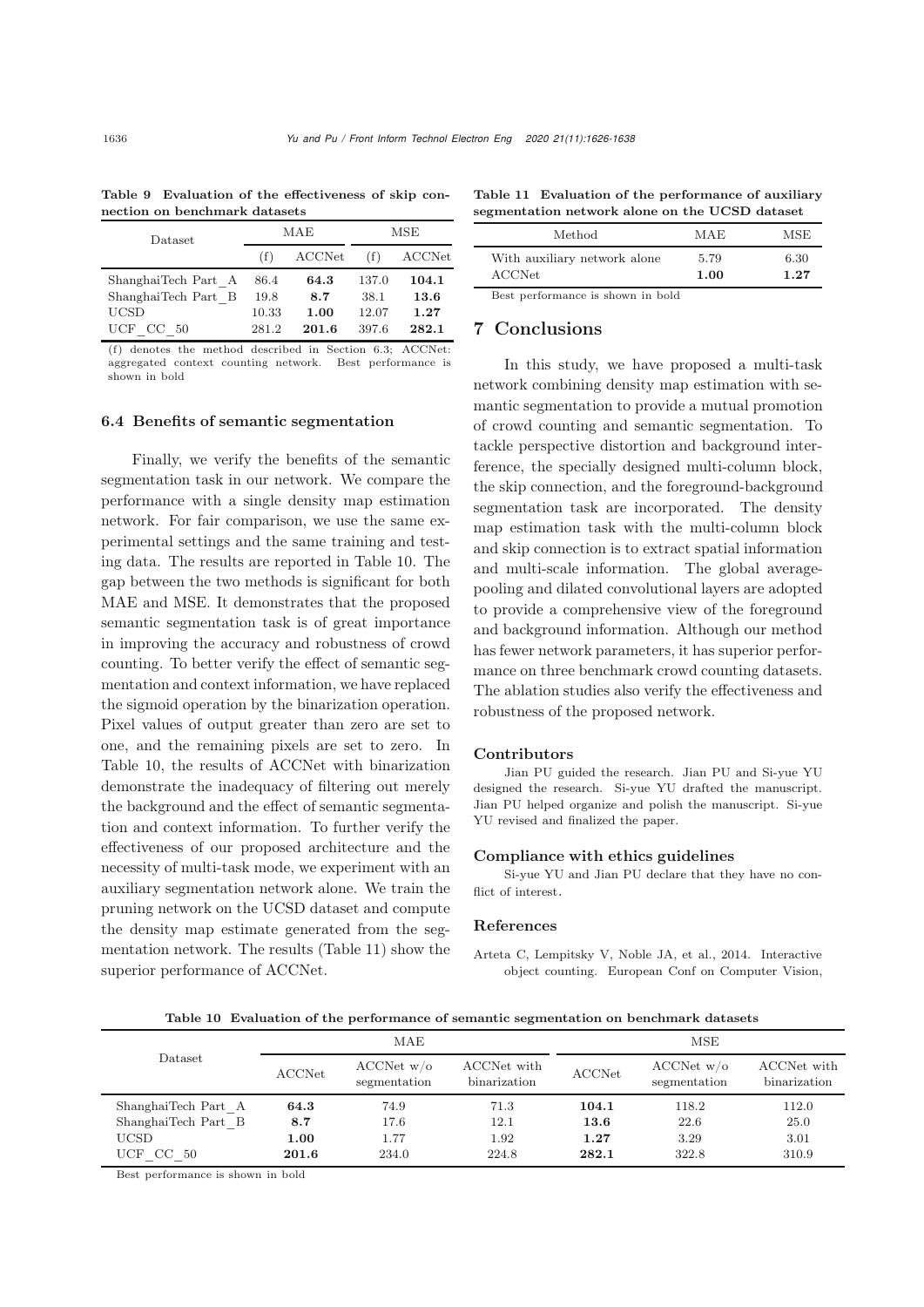**Table 9 Evaluation of the effectiveness of skip connection on benchmark datasets**

| Dataset | MAE | | MSE | |
|---|---|---|---|---|
| | (f) | ACCNet | (f) | ACCNet |
| ShanghaiTech Part_A | 86.4 | **64.3** | 137.0 | **104.1** |
| ShanghaiTech Part_B | 19.8 | **8.7** | 38.1 | **13.6** |
| UCSD | 10.33 | **1.00** | 12.07 | **1.27** |
| UCF_CC_50 | 281.2 | **201.6** | 397.6 | **282.1** |

(f) denotes the method described in Section 6.3; ACCNet: aggregated context counting network. Best performance is shown in bold

### 6.4 Benefits of semantic segmentation

Finally, we verify the benefits of the semantic segmentation task in our network. We compare the performance with a single density map estimation network. For fair comparison, we use the same experimental settings and the same training and testing data. The results are reported in Table 10. The gap between the two methods is significant for both MAE and MSE. It demonstrates that the proposed semantic segmentation task is of great importance in improving the accuracy and robustness of crowd counting. To better verify the effect of semantic segmentation and context information, we have replaced the sigmoid operation by the binarization operation. Pixel values of output greater than zero are set to one, and the remaining pixels are set to zero. In Table 10, the results of ACCNet with binarization demonstrate the inadequacy of filtering out merely the background and the effect of semantic segmentation and context information. To further verify the effectiveness of our proposed architecture and the necessity of multi-task mode, we experiment with an auxiliary segmentation network alone. We train the pruning network on the UCSD dataset and compute the density map estimate generated from the segmentation network. The results (Table 11) show the superior performance of ACCNet.

**Table 11 Evaluation of the performance of auxiliary segmentation network alone on the UCSD dataset**

| Method | MAE | MSE |
|---|---|---|
| With auxiliary network alone | 5.79 | 6.30 |
| ACCNet | **1.00** | **1.27** |

Best performance is shown in bold

## 7 Conclusions

In this study, we have proposed a multi-task network combining density map estimation with semantic segmentation to provide a mutual promotion of crowd counting and semantic segmentation. To tackle perspective distortion and background interference, the specially designed multi-column block, the skip connection, and the foreground-background segmentation task are incorporated. The density map estimation task with the multi-column block and skip connection is to extract spatial information and multi-scale information. The global average-pooling and dilated convolutional layers are adopted to provide a comprehensive view of the foreground and background information. Although our method has fewer network parameters, it has superior performance on three benchmark crowd counting datasets. The ablation studies also verify the effectiveness and robustness of the proposed network.

#### Contributors

Jian PU guided the research. Jian PU and Si-yue YU designed the research. Si-yue YU drafted the manuscript. Jian PU helped organize and polish the manuscript. Si-yue YU revised and finalized the paper.

#### Compliance with ethics guidelines

Si-yue YU and Jian PU declare that they have no conflict of interest.

#### References

Arteta C, Lempitsky V, Noble JA, et al., 2014. Interactive object counting. European Conf on Computer Vision,

**Table 10 Evaluation of the performance of semantic segmentation on benchmark datasets**

| Dataset | MAE | | | MSE | | |
|---|---|---|---|---|---|---|
| | ACCNet | ACCNet w/o segmentation | ACCNet with binarization | ACCNet | ACCNet w/o segmentation | ACCNet with binarization |
| ShanghaiTech Part_A | **64.3** | 74.9 | 71.3 | **104.1** | 118.2 | 112.0 |
| ShanghaiTech Part_B | **8.7** | 17.6 | 12.1 | **13.6** | 22.6 | 25.0 |
| UCSD | **1.00** | 1.77 | 1.92 | **1.27** | 3.29 | 3.01 |
| UCF_CC_50 | **201.6** | 234.0 | 224.8 | **282.1** | 322.8 | 310.9 |

Best performance is shown in bold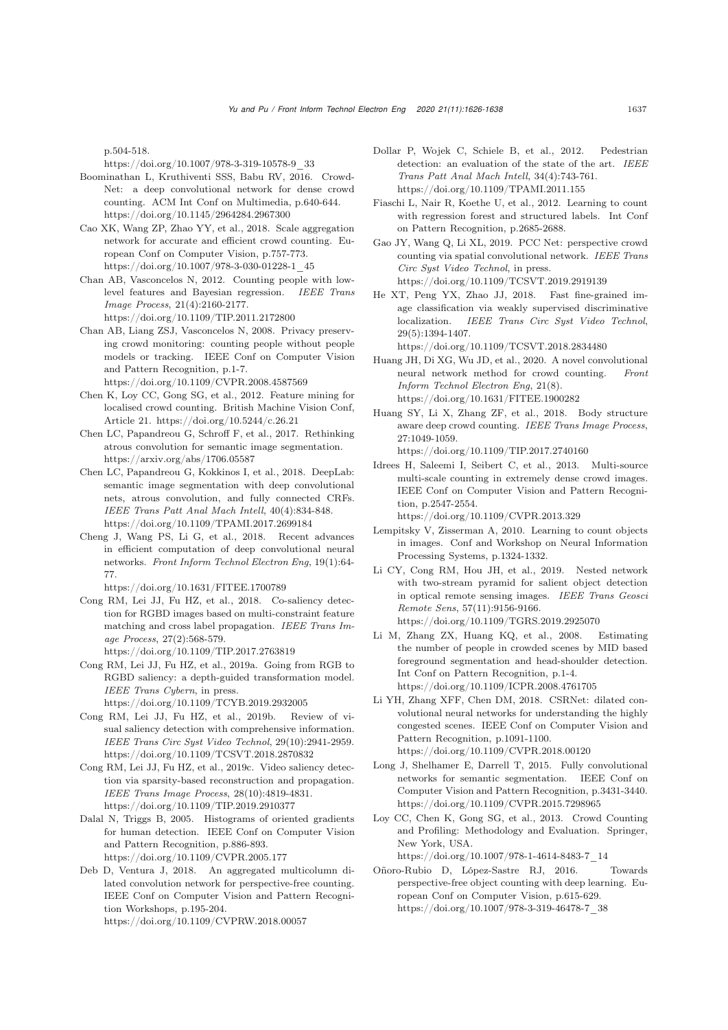p.504-518.
https://doi.org/10.1007/978-3-319-10578-9_33

Boominathan L, Kruthiventi SSS, Babu RV, 2016. Crowd-Net: a deep convolutional network for dense crowd counting. ACM Int Conf on Multimedia, p.640-644. https://doi.org/10.1145/2964284.2967300

Cao XK, Wang ZP, Zhao YY, et al., 2018. Scale aggregation network for accurate and efficient crowd counting. European Conf on Computer Vision, p.757-773. https://doi.org/10.1007/978-3-030-01228-1_45

Chan AB, Vasconcelos N, 2012. Counting people with low-level features and Bayesian regression. *IEEE Trans Image Process*, 21(4):2160-2177. https://doi.org/10.1109/TIP.2011.2172800

Chan AB, Liang ZSJ, Vasconcelos N, 2008. Privacy preserving crowd monitoring: counting people without people models or tracking. IEEE Conf on Computer Vision and Pattern Recognition, p.1-7. https://doi.org/10.1109/CVPR.2008.4587569

Chen K, Loy CC, Gong SG, et al., 2012. Feature mining for localised crowd counting. British Machine Vision Conf, Article 21. https://doi.org/10.5244/c.26.21

Chen LC, Papandreou G, Schroff F, et al., 2017. Rethinking atrous convolution for semantic image segmentation. https://arxiv.org/abs/1706.05587

Chen LC, Papandreou G, Kokkinos I, et al., 2018. DeepLab: semantic image segmentation with deep convolutional nets, atrous convolution, and fully connected CRFs. *IEEE Trans Patt Anal Mach Intell*, 40(4):834-848. https://doi.org/10.1109/TPAMI.2017.2699184

Cheng J, Wang PS, Li G, et al., 2018. Recent advances in efficient computation of deep convolutional neural networks. *Front Inform Technol Electron Eng*, 19(1):64-77. https://doi.org/10.1631/FITEE.1700789

Cong RM, Lei JJ, Fu HZ, et al., 2018. Co-saliency detection for RGBD images based on multi-constraint feature matching and cross label propagation. *IEEE Trans Image Process*, 27(2):568-579. https://doi.org/10.1109/TIP.2017.2763819

Cong RM, Lei JJ, Fu HZ, et al., 2019a. Going from RGB to RGBD saliency: a depth-guided transformation model. *IEEE Trans Cybern*, in press. https://doi.org/10.1109/TCYB.2019.2932005

Cong RM, Lei JJ, Fu HZ, et al., 2019b. Review of visual saliency detection with comprehensive information. *IEEE Trans Circ Syst Video Technol*, 29(10):2941-2959. https://doi.org/10.1109/TCSVT.2018.2870832

Cong RM, Lei JJ, Fu HZ, et al., 2019c. Video saliency detection via sparsity-based reconstruction and propagation. *IEEE Trans Image Process*, 28(10):4819-4831. https://doi.org/10.1109/TIP.2019.2910377

Dalal N, Triggs B, 2005. Histograms of oriented gradients for human detection. IEEE Conf on Computer Vision and Pattern Recognition, p.886-893. https://doi.org/10.1109/CVPR.2005.177

Deb D, Ventura J, 2018. An aggregated multicolumn dilated convolution network for perspective-free counting. IEEE Conf on Computer Vision and Pattern Recognition Workshops, p.195-204. https://doi.org/10.1109/CVPRW.2018.00057

Dollar P, Wojek C, Schiele B, et al., 2012. Pedestrian detection: an evaluation of the state of the art. *IEEE Trans Patt Anal Mach Intell*, 34(4):743-761. https://doi.org/10.1109/TPAMI.2011.155

Fiaschi L, Nair R, Koethe U, et al., 2012. Learning to count with regression forest and structured labels. Int Conf on Pattern Recognition, p.2685-2688.

Gao JY, Wang Q, Li XL, 2019. PCC Net: perspective crowd counting via spatial convolutional network. *IEEE Trans Circ Syst Video Technol*, in press. https://doi.org/10.1109/TCSVT.2019.2919139

He XT, Peng YX, Zhao JJ, 2018. Fast fine-grained image classification via weakly supervised discriminative localization. *IEEE Trans Circ Syst Video Technol*, 29(5):1394-1407. https://doi.org/10.1109/TCSVT.2018.2834480

Huang JH, Di XG, Wu JD, et al., 2020. A novel convolutional neural network method for crowd counting. *Front Inform Technol Electron Eng*, 21(8). https://doi.org/10.1631/FITEE.1900282

Huang SY, Li X, Zhang ZF, et al., 2018. Body structure aware deep crowd counting. *IEEE Trans Image Process*, 27:1049-1059. https://doi.org/10.1109/TIP.2017.2740160

Idrees H, Saleemi I, Seibert C, et al., 2013. Multi-source multi-scale counting in extremely dense crowd images. IEEE Conf on Computer Vision and Pattern Recognition, p.2547-2554. https://doi.org/10.1109/CVPR.2013.329

Lempitsky V, Zisserman A, 2010. Learning to count objects in images. Conf and Workshop on Neural Information Processing Systems, p.1324-1332.

Li CY, Cong RM, Hou JH, et al., 2019. Nested network with two-stream pyramid for salient object detection in optical remote sensing images. *IEEE Trans Geosci Remote Sens*, 57(11):9156-9166. https://doi.org/10.1109/TGRS.2019.2925070

Li M, Zhang ZX, Huang KQ, et al., 2008. Estimating the number of people in crowded scenes by MID based foreground segmentation and head-shoulder detection. Int Conf on Pattern Recognition, p.1-4. https://doi.org/10.1109/ICPR.2008.4761705

Li YH, Zhang XFF, Chen DM, 2018. CSRNet: dilated convolutional neural networks for understanding the highly congested scenes. IEEE Conf on Computer Vision and Pattern Recognition, p.1091-1100. https://doi.org/10.1109/CVPR.2018.00120

Long J, Shelhamer E, Darrell T, 2015. Fully convolutional networks for semantic segmentation. IEEE Conf on Computer Vision and Pattern Recognition, p.3431-3440. https://doi.org/10.1109/CVPR.2015.7298965

Loy CC, Chen K, Gong SG, et al., 2013. Crowd Counting and Profiling: Methodology and Evaluation. Springer, New York, USA. https://doi.org/10.1007/978-1-4614-8483-7_14

Oñoro-Rubio D, López-Sastre RJ, 2016. Towards perspective-free object counting with deep learning. European Conf on Computer Vision, p.615-629. https://doi.org/10.1007/978-3-319-46478-7_38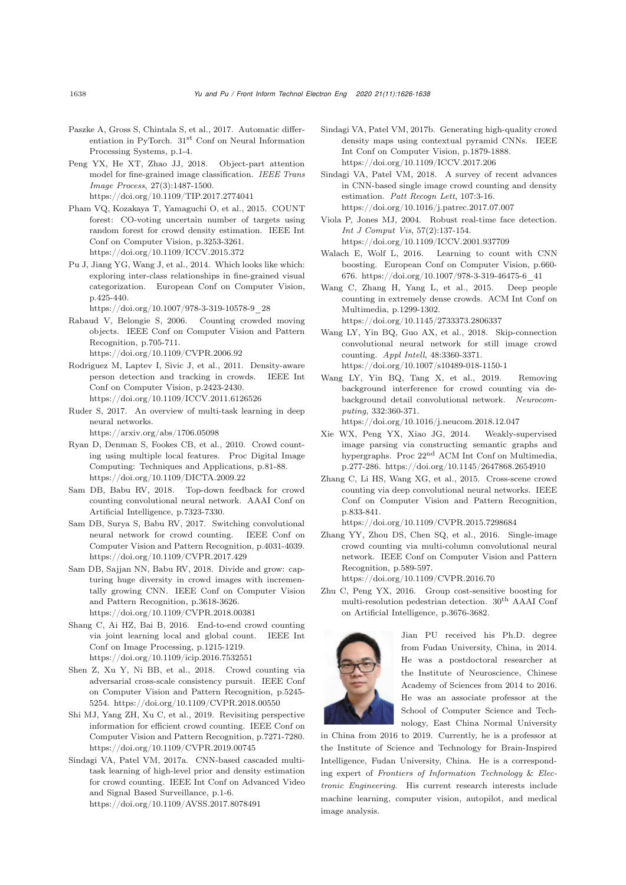Paszke A, Gross S, Chintala S, et al., 2017. Automatic differentiation in PyTorch. 31st Conf on Neural Information Processing Systems, p.1-4.

Peng YX, He XT, Zhao JJ, 2018. Object-part attention model for fine-grained image classification. *IEEE Trans Image Process*, 27(3):1487-1500. https://doi.org/10.1109/TIP.2017.2774041

Pham VQ, Kozakaya T, Yamaguchi O, et al., 2015. COUNT forest: CO-voting uncertain number of targets using random forest for crowd density estimation. IEEE Int Conf on Computer Vision, p.3253-3261. https://doi.org/10.1109/ICCV.2015.372

Pu J, Jiang YG, Wang J, et al., 2014. Which looks like which: exploring inter-class relationships in fine-grained visual categorization. European Conf on Computer Vision, p.425-440. https://doi.org/10.1007/978-3-319-10578-9_28

Rabaud V, Belongie S, 2006. Counting crowded moving objects. IEEE Conf on Computer Vision and Pattern Recognition, p.705-711. https://doi.org/10.1109/CVPR.2006.92

Rodriguez M, Laptev I, Sivic J, et al., 2011. Density-aware person detection and tracking in crowds. IEEE Int Conf on Computer Vision, p.2423-2430. https://doi.org/10.1109/ICCV.2011.6126526

Ruder S, 2017. An overview of multi-task learning in deep neural networks. https://arxiv.org/abs/1706.05098

Ryan D, Denman S, Fookes CB, et al., 2010. Crowd counting using multiple local features. Proc Digital Image Computing: Techniques and Applications, p.81-88. https://doi.org/10.1109/DICTA.2009.22

Sam DB, Babu RV, 2018. Top-down feedback for crowd counting convolutional neural network. AAAI Conf on Artificial Intelligence, p.7323-7330.

Sam DB, Surya S, Babu RV, 2017. Switching convolutional neural network for crowd counting. IEEE Conf on Computer Vision and Pattern Recognition, p.4031-4039. https://doi.org/10.1109/CVPR.2017.429

Sam DB, Sajjan NN, Babu RV, 2018. Divide and grow: capturing huge diversity in crowd images with incrementally growing CNN. IEEE Conf on Computer Vision and Pattern Recognition, p.3618-3626. https://doi.org/10.1109/CVPR.2018.00381

Shang C, Ai HZ, Bai B, 2016. End-to-end crowd counting via joint learning local and global count. IEEE Int Conf on Image Processing, p.1215-1219. https://doi.org/10.1109/icip.2016.7532551

Shen Z, Xu Y, Ni BB, et al., 2018. Crowd counting via adversarial cross-scale consistency pursuit. IEEE Conf on Computer Vision and Pattern Recognition, p.5245-5254. https://doi.org/10.1109/CVPR.2018.00550

Shi MJ, Yang ZH, Xu C, et al., 2019. Revisiting perspective information for efficient crowd counting. IEEE Conf on Computer Vision and Pattern Recognition, p.7271-7280. https://doi.org/10.1109/CVPR.2019.00745

Sindagi VA, Patel VM, 2017a. CNN-based cascaded multi-task learning of high-level prior and density estimation for crowd counting. IEEE Int Conf on Advanced Video and Signal Based Surveillance, p.1-6. https://doi.org/10.1109/AVSS.2017.8078491

Sindagi VA, Patel VM, 2017b. Generating high-quality crowd density maps using contextual pyramid CNNs. IEEE Int Conf on Computer Vision, p.1879-1888. https://doi.org/10.1109/ICCV.2017.206

Sindagi VA, Patel VM, 2018. A survey of recent advances in CNN-based single image crowd counting and density estimation. *Patt Recogn Lett*, 107:3-16. https://doi.org/10.1016/j.patrec.2017.07.007

Viola P, Jones MJ, 2004. Robust real-time face detection. *Int J Comput Vis*, 57(2):137-154. https://doi.org/10.1109/ICCV.2001.937709

Walach E, Wolf L, 2016. Learning to count with CNN boosting. European Conf on Computer Vision, p.660-676. https://doi.org/10.1007/978-3-319-46475-6_41

Wang C, Zhang H, Yang L, et al., 2015. Deep people counting in extremely dense crowds. ACM Int Conf on Multimedia, p.1299-1302. https://doi.org/10.1145/2733373.2806337

Wang LY, Yin BQ, Guo AX, et al., 2018. Skip-connection convolutional neural network for still image crowd counting. *Appl Intell*, 48:3360-3371. https://doi.org/10.1007/s10489-018-1150-1

Wang LY, Yin BQ, Tang X, et al., 2019. Removing background interference for crowd counting via de-background detail convolutional network. *Neurocomputing*, 332:360-371. https://doi.org/10.1016/j.neucom.2018.12.047

Xie WX, Peng YX, Xiao JG, 2014. Weakly-supervised image parsing via constructing semantic graphs and hypergraphs. Proc 22nd ACM Int Conf on Multimedia, p.277-286. https://doi.org/10.1145/2647868.2654910

Zhang C, Li HS, Wang XG, et al., 2015. Cross-scene crowd counting via deep convolutional neural networks. IEEE Conf on Computer Vision and Pattern Recognition, p.833-841. https://doi.org/10.1109/CVPR.2015.7298684

Zhang YY, Zhou DS, Chen SQ, et al., 2016. Single-image crowd counting via multi-column convolutional neural network. IEEE Conf on Computer Vision and Pattern Recognition, p.589-597. https://doi.org/10.1109/CVPR.2016.70

Zhu C, Peng YX, 2016. Group cost-sensitive boosting for multi-resolution pedestrian detection. 30th AAAI Conf on Artificial Intelligence, p.3676-3682.

Jian PU received his Ph.D. degree from Fudan University, China, in 2014. He was a postdoctoral researcher at the Institute of Neuroscience, Chinese Academy of Sciences from 2014 to 2016. He was an associate professor at the School of Computer Science and Technology, East China Normal University in China from 2016 to 2019. Currently, he is a professor at the Institute of Science and Technology for Brain-Inspired Intelligence, Fudan University, China. He is a corresponding expert of *Frontiers of Information Technology & Electronic Engineering*. His current research interests include machine learning, computer vision, autopilot, and medical image analysis.